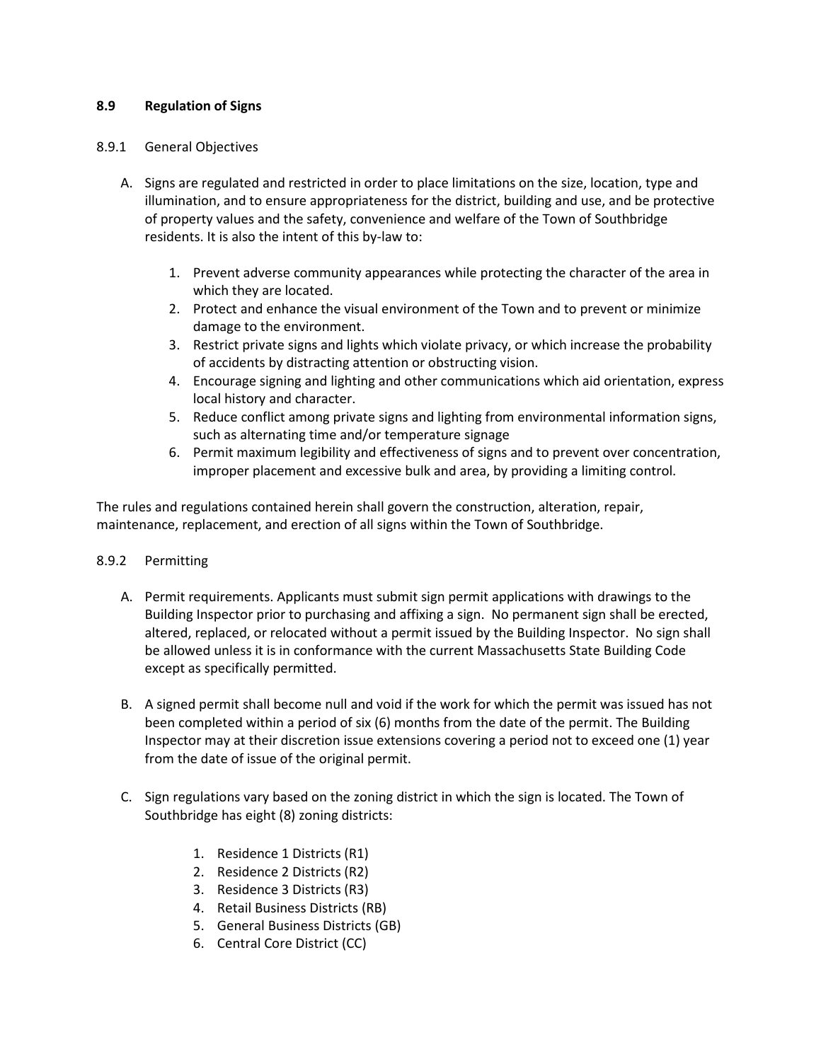## 8.9 Regulation of Signs

### 8.9.1 General Objectives

A. Signs are regulated and restricted in order to place limitations on the size, location, type and illumination, and to ensure appropriateness for the district, building and use, and be protective of property values and the safety, convenience and welfare of the Town of Southbridge residents. It is also the intent of this by-law to:

   1. Prevent adverse community appearances while protecting the character of the area in which they are located.
   2. Protect and enhance the visual environment of the Town and to prevent or minimize damage to the environment.
   3. Restrict private signs and lights which violate privacy, or which increase the probability of accidents by distracting attention or obstructing vision.
   4. Encourage signing and lighting and other communications which aid orientation, express local history and character.
   5. Reduce conflict among private signs and lighting from environmental information signs, such as alternating time and/or temperature signage
   6. Permit maximum legibility and effectiveness of signs and to prevent over concentration, improper placement and excessive bulk and area, by providing a limiting control.

The rules and regulations contained herein shall govern the construction, alteration, repair, maintenance, replacement, and erection of all signs within the Town of Southbridge.

### 8.9.2 Permitting

A. Permit requirements. Applicants must submit sign permit applications with drawings to the Building Inspector prior to purchasing and affixing a sign. No permanent sign shall be erected, altered, replaced, or relocated without a permit issued by the Building Inspector. No sign shall be allowed unless it is in conformance with the current Massachusetts State Building Code except as specifically permitted.

B. A signed permit shall become null and void if the work for which the permit was issued has not been completed within a period of six (6) months from the date of the permit. The Building Inspector may at their discretion issue extensions covering a period not to exceed one (1) year from the date of issue of the original permit.

C. Sign regulations vary based on the zoning district in which the sign is located. The Town of Southbridge has eight (8) zoning districts:

   1. Residence 1 Districts (R1)
   2. Residence 2 Districts (R2)
   3. Residence 3 Districts (R3)
   4. Retail Business Districts (RB)
   5. General Business Districts (GB)
   6. Central Core District (CC)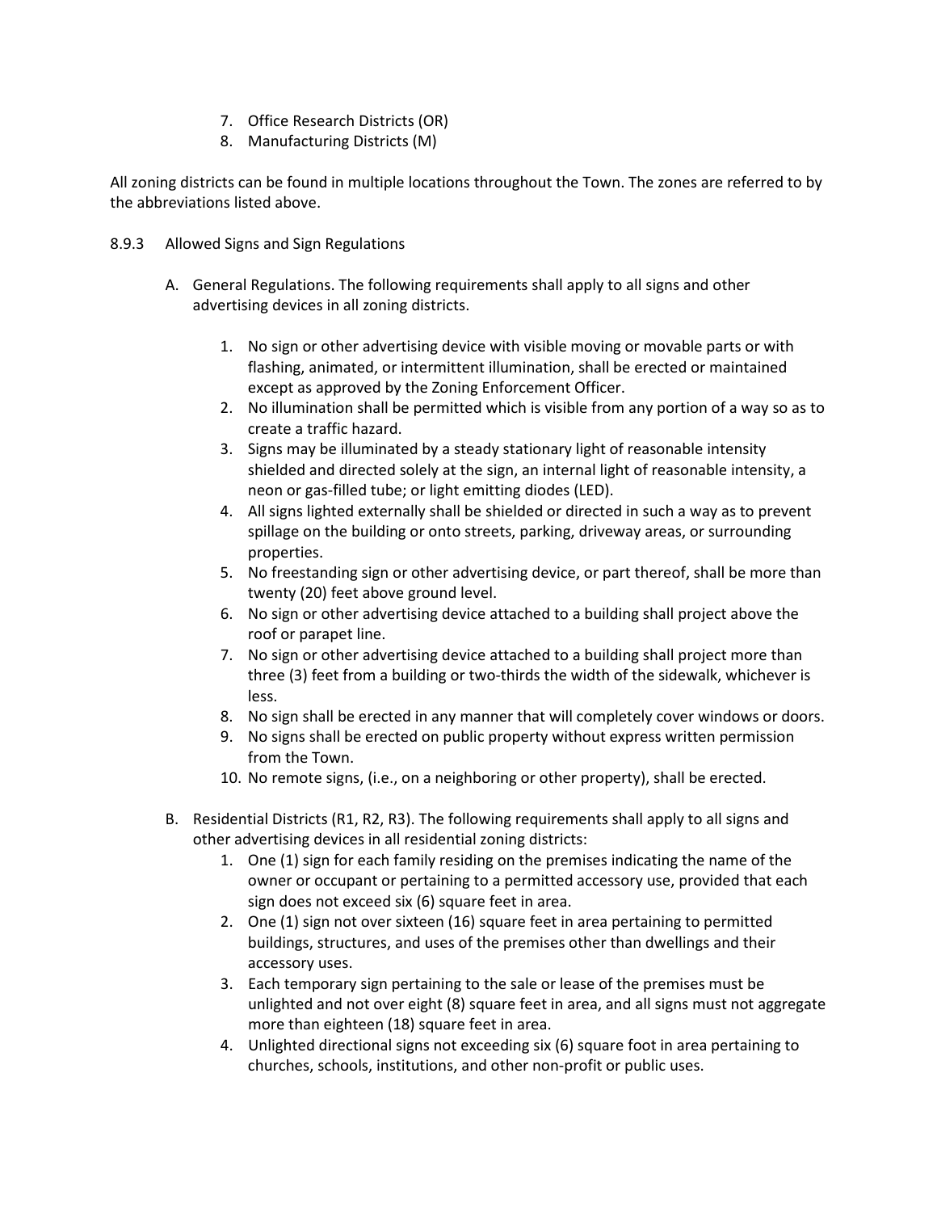7. Office Research Districts (OR)
8. Manufacturing Districts (M)

All zoning districts can be found in multiple locations throughout the Town. The zones are referred to by the abbreviations listed above.

8.9.3 Allowed Signs and Sign Regulations

A. General Regulations. The following requirements shall apply to all signs and other advertising devices in all zoning districts.

   1. No sign or other advertising device with visible moving or movable parts or with flashing, animated, or intermittent illumination, shall be erected or maintained except as approved by the Zoning Enforcement Officer.
   2. No illumination shall be permitted which is visible from any portion of a way so as to create a traffic hazard.
   3. Signs may be illuminated by a steady stationary light of reasonable intensity shielded and directed solely at the sign, an internal light of reasonable intensity, a neon or gas-filled tube; or light emitting diodes (LED).
   4. All signs lighted externally shall be shielded or directed in such a way as to prevent spillage on the building or onto streets, parking, driveway areas, or surrounding properties.
   5. No freestanding sign or other advertising device, or part thereof, shall be more than twenty (20) feet above ground level.
   6. No sign or other advertising device attached to a building shall project above the roof or parapet line.
   7. No sign or other advertising device attached to a building shall project more than three (3) feet from a building or two-thirds the width of the sidewalk, whichever is less.
   8. No sign shall be erected in any manner that will completely cover windows or doors.
   9. No signs shall be erected on public property without express written permission from the Town.
   10. No remote signs, (i.e., on a neighboring or other property), shall be erected.

B. Residential Districts (R1, R2, R3). The following requirements shall apply to all signs and other advertising devices in all residential zoning districts:
   1. One (1) sign for each family residing on the premises indicating the name of the owner or occupant or pertaining to a permitted accessory use, provided that each sign does not exceed six (6) square feet in area.
   2. One (1) sign not over sixteen (16) square feet in area pertaining to permitted buildings, structures, and uses of the premises other than dwellings and their accessory uses.
   3. Each temporary sign pertaining to the sale or lease of the premises must be unlighted and not over eight (8) square feet in area, and all signs must not aggregate more than eighteen (18) square feet in area.
   4. Unlighted directional signs not exceeding six (6) square foot in area pertaining to churches, schools, institutions, and other non-profit or public uses.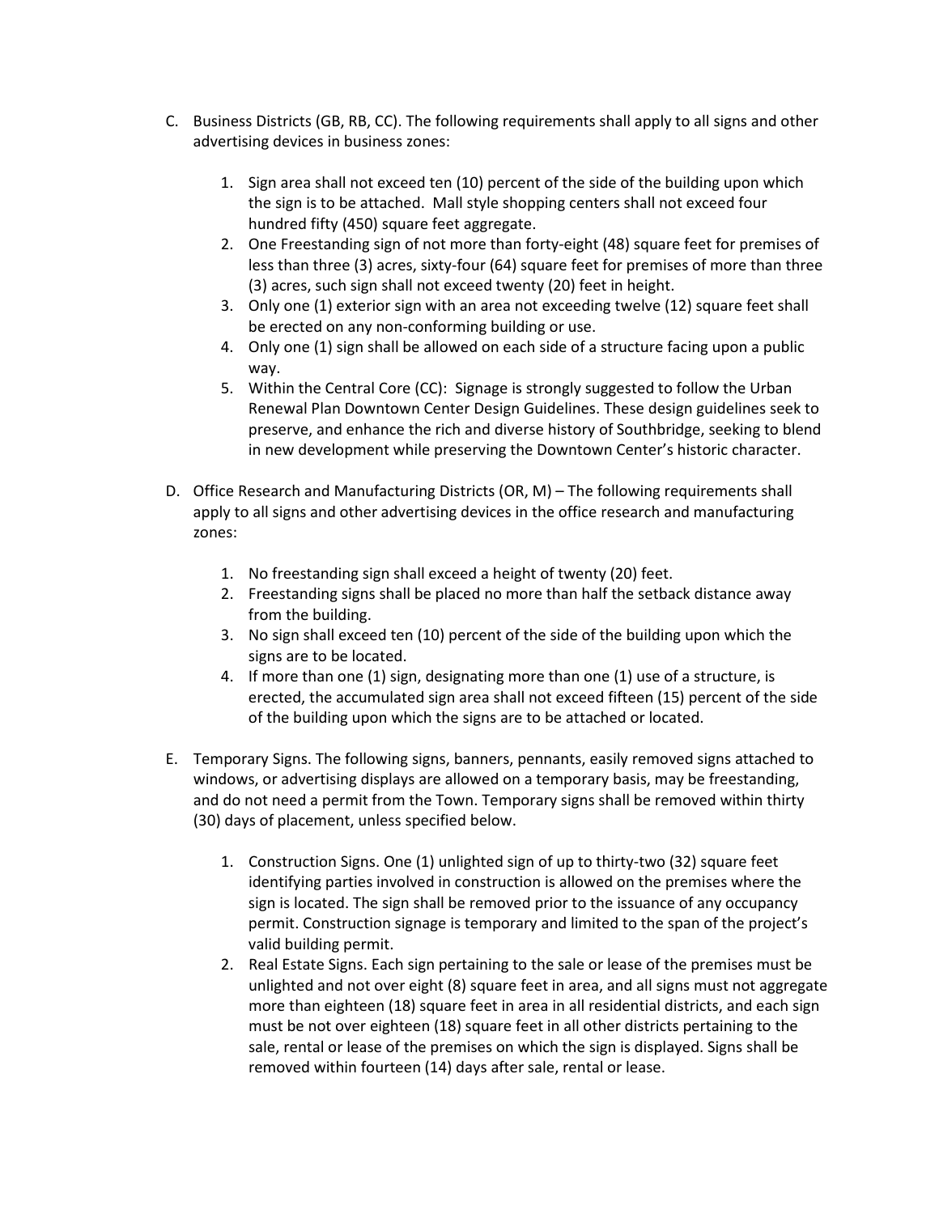C. Business Districts (GB, RB, CC). The following requirements shall apply to all signs and other advertising devices in business zones:

    1. Sign area shall not exceed ten (10) percent of the side of the building upon which the sign is to be attached. Mall style shopping centers shall not exceed four hundred fifty (450) square feet aggregate.
    2. One Freestanding sign of not more than forty-eight (48) square feet for premises of less than three (3) acres, sixty-four (64) square feet for premises of more than three (3) acres, such sign shall not exceed twenty (20) feet in height.
    3. Only one (1) exterior sign with an area not exceeding twelve (12) square feet shall be erected on any non-conforming building or use.
    4. Only one (1) sign shall be allowed on each side of a structure facing upon a public way.
    5. Within the Central Core (CC): Signage is strongly suggested to follow the Urban Renewal Plan Downtown Center Design Guidelines. These design guidelines seek to preserve, and enhance the rich and diverse history of Southbridge, seeking to blend in new development while preserving the Downtown Center's historic character.

D. Office Research and Manufacturing Districts (OR, M) – The following requirements shall apply to all signs and other advertising devices in the office research and manufacturing zones:

    1. No freestanding sign shall exceed a height of twenty (20) feet.
    2. Freestanding signs shall be placed no more than half the setback distance away from the building.
    3. No sign shall exceed ten (10) percent of the side of the building upon which the signs are to be located.
    4. If more than one (1) sign, designating more than one (1) use of a structure, is erected, the accumulated sign area shall not exceed fifteen (15) percent of the side of the building upon which the signs are to be attached or located.

E. Temporary Signs. The following signs, banners, pennants, easily removed signs attached to windows, or advertising displays are allowed on a temporary basis, may be freestanding, and do not need a permit from the Town. Temporary signs shall be removed within thirty (30) days of placement, unless specified below.

    1. Construction Signs. One (1) unlighted sign of up to thirty-two (32) square feet identifying parties involved in construction is allowed on the premises where the sign is located. The sign shall be removed prior to the issuance of any occupancy permit. Construction signage is temporary and limited to the span of the project's valid building permit.
    2. Real Estate Signs. Each sign pertaining to the sale or lease of the premises must be unlighted and not over eight (8) square feet in area, and all signs must not aggregate more than eighteen (18) square feet in area in all residential districts, and each sign must be not over eighteen (18) square feet in all other districts pertaining to the sale, rental or lease of the premises on which the sign is displayed. Signs shall be removed within fourteen (14) days after sale, rental or lease.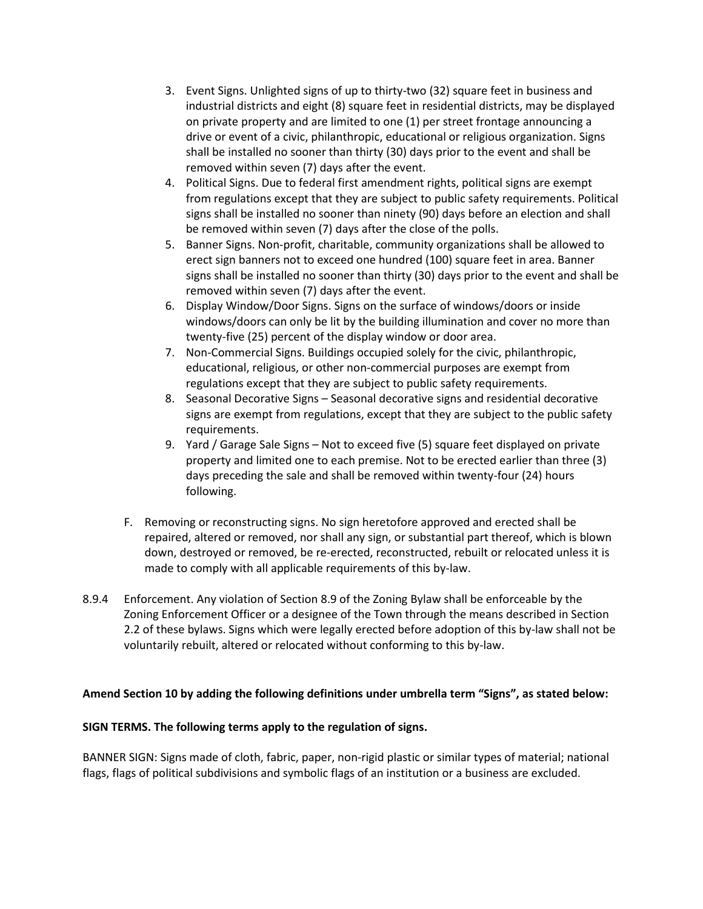3. Event Signs. Unlighted signs of up to thirty-two (32) square feet in business and industrial districts and eight (8) square feet in residential districts, may be displayed on private property and are limited to one (1) per street frontage announcing a drive or event of a civic, philanthropic, educational or religious organization. Signs shall be installed no sooner than thirty (30) days prior to the event and shall be removed within seven (7) days after the event.
4. Political Signs. Due to federal first amendment rights, political signs are exempt from regulations except that they are subject to public safety requirements. Political signs shall be installed no sooner than ninety (90) days before an election and shall be removed within seven (7) days after the close of the polls.
5. Banner Signs. Non-profit, charitable, community organizations shall be allowed to erect sign banners not to exceed one hundred (100) square feet in area. Banner signs shall be installed no sooner than thirty (30) days prior to the event and shall be removed within seven (7) days after the event.
6. Display Window/Door Signs. Signs on the surface of windows/doors or inside windows/doors can only be lit by the building illumination and cover no more than twenty-five (25) percent of the display window or door area.
7. Non-Commercial Signs. Buildings occupied solely for the civic, philanthropic, educational, religious, or other non-commercial purposes are exempt from regulations except that they are subject to public safety requirements.
8. Seasonal Decorative Signs – Seasonal decorative signs and residential decorative signs are exempt from regulations, except that they are subject to the public safety requirements.
9. Yard / Garage Sale Signs – Not to exceed five (5) square feet displayed on private property and limited one to each premise. Not to be erected earlier than three (3) days preceding the sale and shall be removed within twenty-four (24) hours following.

F. Removing or reconstructing signs. No sign heretofore approved and erected shall be repaired, altered or removed, nor shall any sign, or substantial part thereof, which is blown down, destroyed or removed, be re-erected, reconstructed, rebuilt or relocated unless it is made to comply with all applicable requirements of this by-law.

8.9.4 Enforcement. Any violation of Section 8.9 of the Zoning Bylaw shall be enforceable by the Zoning Enforcement Officer or a designee of the Town through the means described in Section 2.2 of these bylaws. Signs which were legally erected before adoption of this by-law shall not be voluntarily rebuilt, altered or relocated without conforming to this by-law.

**Amend Section 10 by adding the following definitions under umbrella term “Signs”, as stated below:**

**SIGN TERMS. The following terms apply to the regulation of signs.**

BANNER SIGN: Signs made of cloth, fabric, paper, non-rigid plastic or similar types of material; national flags, flags of political subdivisions and symbolic flags of an institution or a business are excluded.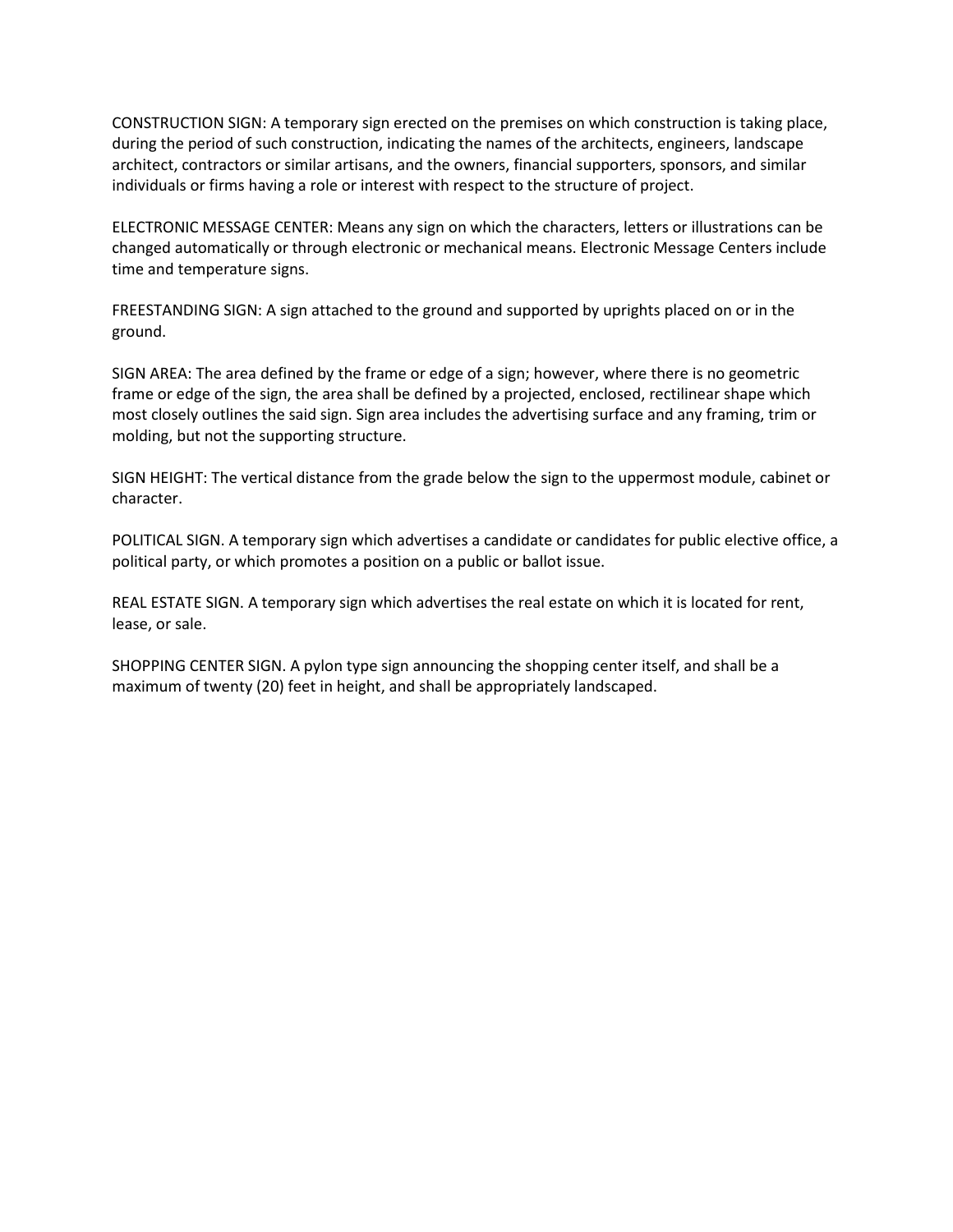CONSTRUCTION SIGN: A temporary sign erected on the premises on which construction is taking place, during the period of such construction, indicating the names of the architects, engineers, landscape architect, contractors or similar artisans, and the owners, financial supporters, sponsors, and similar individuals or firms having a role or interest with respect to the structure of project.

ELECTRONIC MESSAGE CENTER: Means any sign on which the characters, letters or illustrations can be changed automatically or through electronic or mechanical means. Electronic Message Centers include time and temperature signs.

FREESTANDING SIGN: A sign attached to the ground and supported by uprights placed on or in the ground.

SIGN AREA: The area defined by the frame or edge of a sign; however, where there is no geometric frame or edge of the sign, the area shall be defined by a projected, enclosed, rectilinear shape which most closely outlines the said sign. Sign area includes the advertising surface and any framing, trim or molding, but not the supporting structure.

SIGN HEIGHT: The vertical distance from the grade below the sign to the uppermost module, cabinet or character.

POLITICAL SIGN. A temporary sign which advertises a candidate or candidates for public elective office, a political party, or which promotes a position on a public or ballot issue.

REAL ESTATE SIGN. A temporary sign which advertises the real estate on which it is located for rent, lease, or sale.

SHOPPING CENTER SIGN. A pylon type sign announcing the shopping center itself, and shall be a maximum of twenty (20) feet in height, and shall be appropriately landscaped.